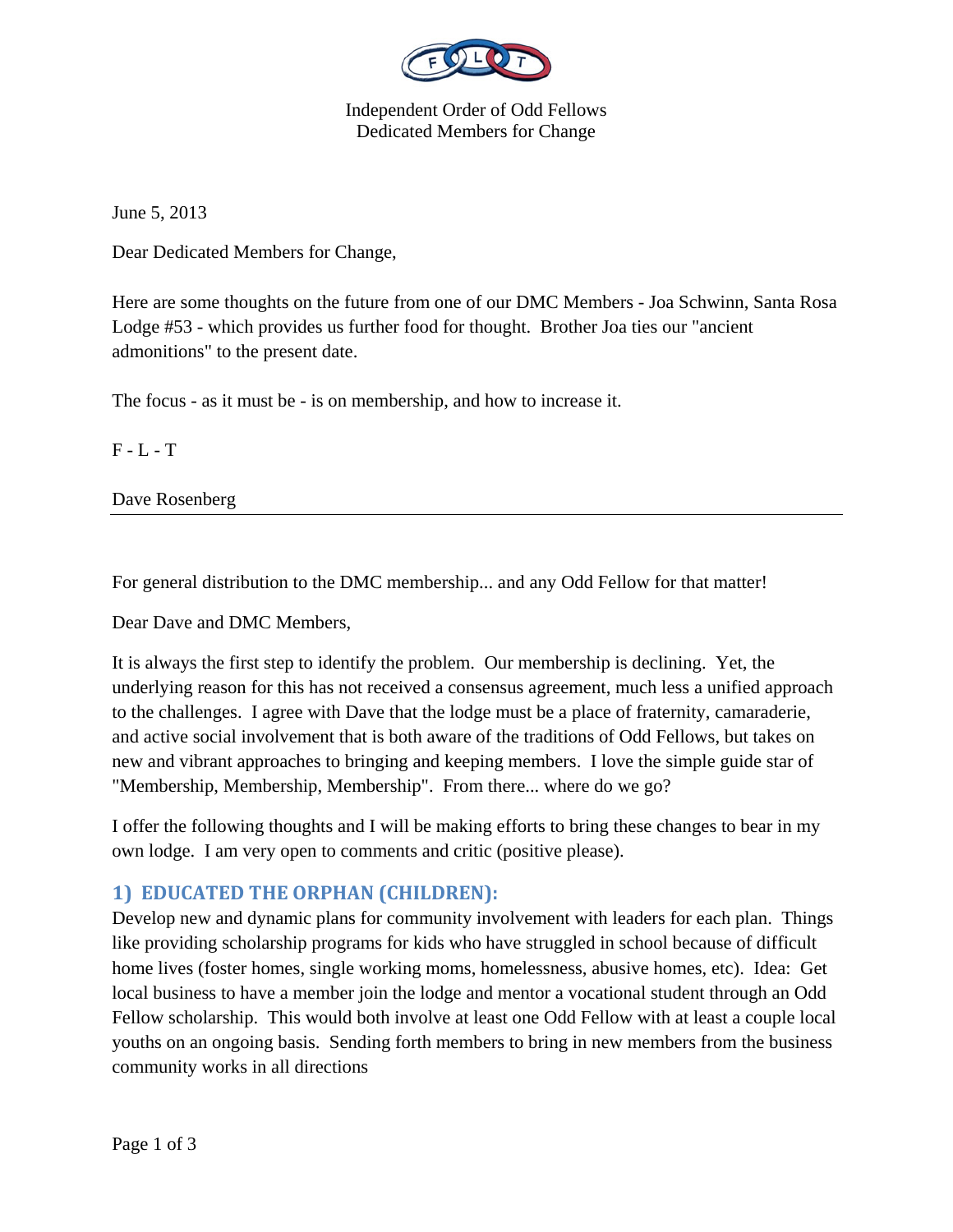Independent Order of Odd Fellows
Dedicated Members for Change

June 5, 2013

Dear Dedicated Members for Change,

Here are some thoughts on the future from one of our DMC Members - Joa Schwinn, Santa Rosa Lodge #53 - which provides us further food for thought. Brother Joa ties our "ancient admonitions" to the present date.

The focus - as it must be - is on membership, and how to increase it.

F - L - T

Dave Rosenberg

---

For general distribution to the DMC membership... and any Odd Fellow for that matter!

Dear Dave and DMC Members,

It is always the first step to identify the problem. Our membership is declining. Yet, the underlying reason for this has not received a consensus agreement, much less a unified approach to the challenges. I agree with Dave that the lodge must be a place of fraternity, camaraderie, and active social involvement that is both aware of the traditions of Odd Fellows, but takes on new and vibrant approaches to bringing and keeping members. I love the simple guide star of "Membership, Membership, Membership". From there... where do we go?

I offer the following thoughts and I will be making efforts to bring these changes to bear in my own lodge. I am very open to comments and critic (positive please).

## 1) EDUCATED THE ORPHAN (CHILDREN):

Develop new and dynamic plans for community involvement with leaders for each plan. Things like providing scholarship programs for kids who have struggled in school because of difficult home lives (foster homes, single working moms, homelessness, abusive homes, etc). Idea: Get local business to have a member join the lodge and mentor a vocational student through an Odd Fellow scholarship. This would both involve at least one Odd Fellow with at least a couple local youths on an ongoing basis. Sending forth members to bring in new members from the business community works in all directions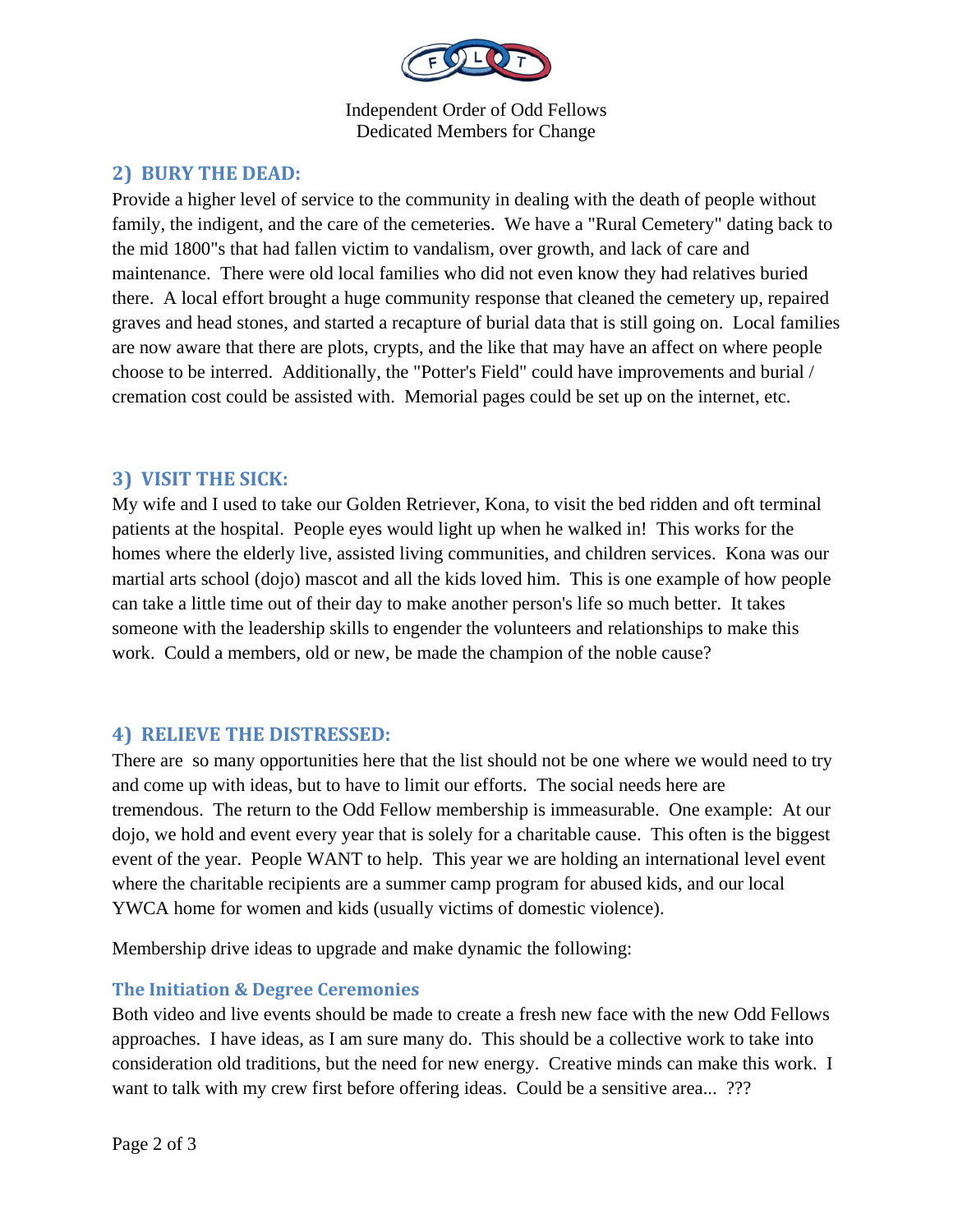Independent Order of Odd Fellows
Dedicated Members for Change

## 2) BURY THE DEAD:

Provide a higher level of service to the community in dealing with the death of people without family, the indigent, and the care of the cemeteries. We have a "Rural Cemetery" dating back to the mid 1800"s that had fallen victim to vandalism, over growth, and lack of care and maintenance. There were old local families who did not even know they had relatives buried there. A local effort brought a huge community response that cleaned the cemetery up, repaired graves and head stones, and started a recapture of burial data that is still going on. Local families are now aware that there are plots, crypts, and the like that may have an affect on where people choose to be interred. Additionally, the "Potter's Field" could have improvements and burial / cremation cost could be assisted with. Memorial pages could be set up on the internet, etc.

## 3) VISIT THE SICK:

My wife and I used to take our Golden Retriever, Kona, to visit the bed ridden and oft terminal patients at the hospital. People eyes would light up when he walked in! This works for the homes where the elderly live, assisted living communities, and children services. Kona was our martial arts school (dojo) mascot and all the kids loved him. This is one example of how people can take a little time out of their day to make another person's life so much better. It takes someone with the leadership skills to engender the volunteers and relationships to make this work. Could a members, old or new, be made the champion of the noble cause?

## 4) RELIEVE THE DISTRESSED:

There are so many opportunities here that the list should not be one where we would need to try and come up with ideas, but to have to limit our efforts. The social needs here are tremendous. The return to the Odd Fellow membership is immeasurable. One example: At our dojo, we hold and event every year that is solely for a charitable cause. This often is the biggest event of the year. People WANT to help. This year we are holding an international level event where the charitable recipients are a summer camp program for abused kids, and our local YWCA home for women and kids (usually victims of domestic violence).

Membership drive ideas to upgrade and make dynamic the following:

### The Initiation & Degree Ceremonies

Both video and live events should be made to create a fresh new face with the new Odd Fellows approaches. I have ideas, as I am sure many do. This should be a collective work to take into consideration old traditions, but the need for new energy. Creative minds can make this work. I want to talk with my crew first before offering ideas. Could be a sensitive area... ???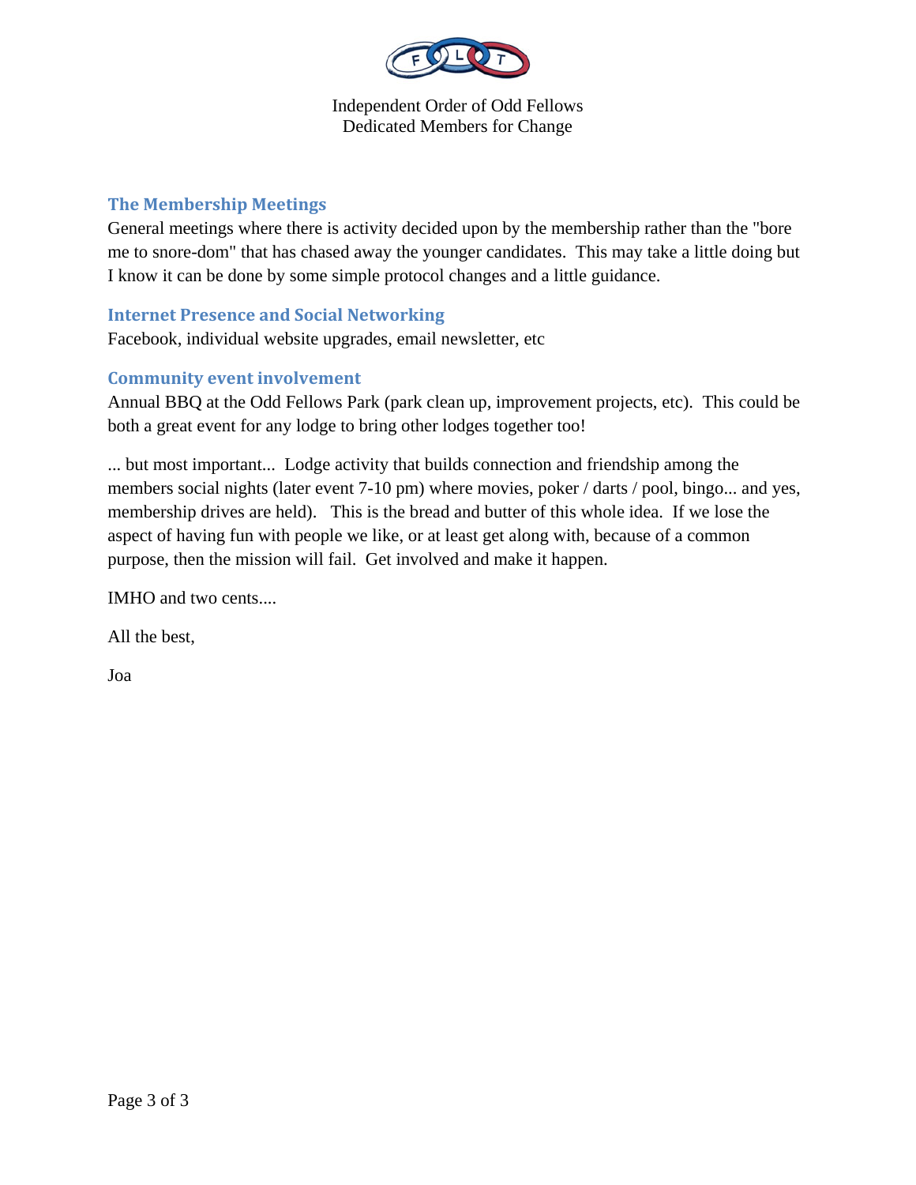Independent Order of Odd Fellows
Dedicated Members for Change

## The Membership Meetings

General meetings where there is activity decided upon by the membership rather than the "bore me to snore-dom" that has chased away the younger candidates. This may take a little doing but I know it can be done by some simple protocol changes and a little guidance.

## Internet Presence and Social Networking

Facebook, individual website upgrades, email newsletter, etc

## Community event involvement

Annual BBQ at the Odd Fellows Park (park clean up, improvement projects, etc). This could be both a great event for any lodge to bring other lodges together too!

... but most important... Lodge activity that builds connection and friendship among the members social nights (later event 7-10 pm) where movies, poker / darts / pool, bingo... and yes, membership drives are held). This is the bread and butter of this whole idea. If we lose the aspect of having fun with people we like, or at least get along with, because of a common purpose, then the mission will fail. Get involved and make it happen.

IMHO and two cents....

All the best,

Joa